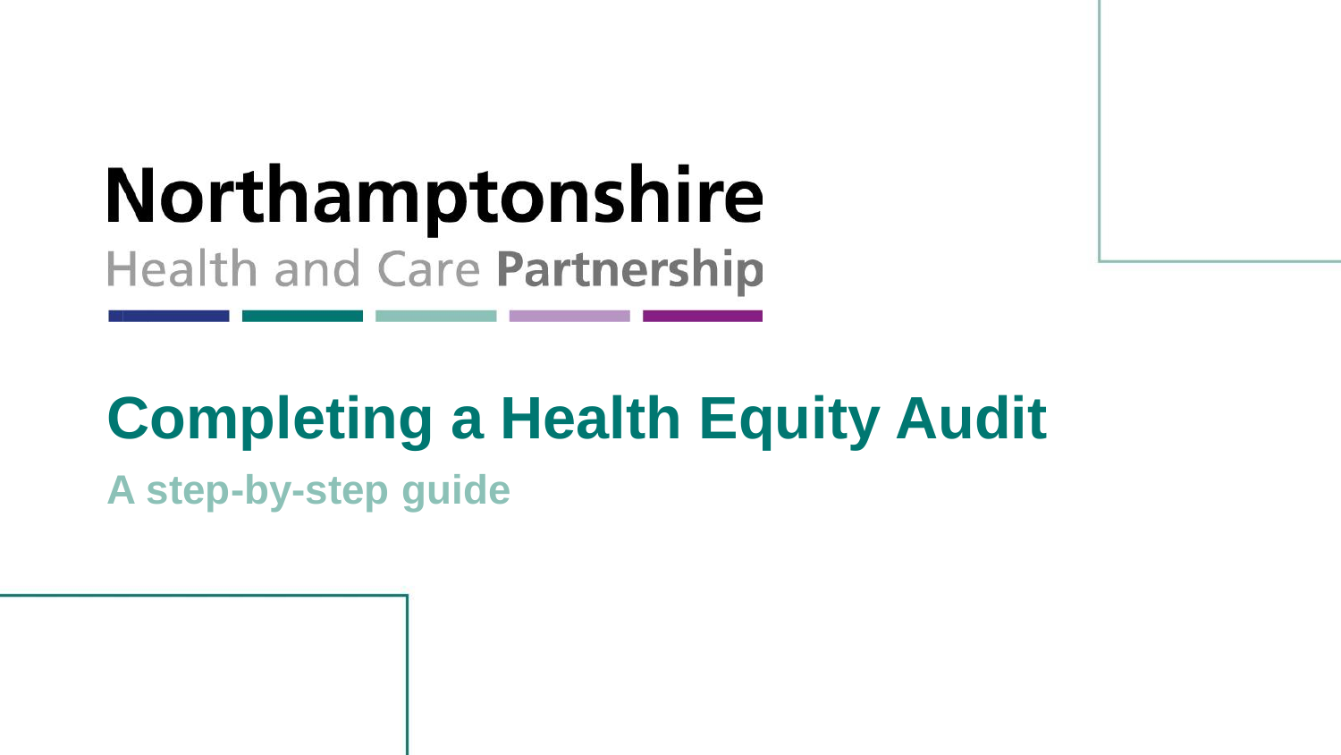Northamptonshire

Health and Care Partnership

# Completing a Health Equity Audit

## A step-by-step guide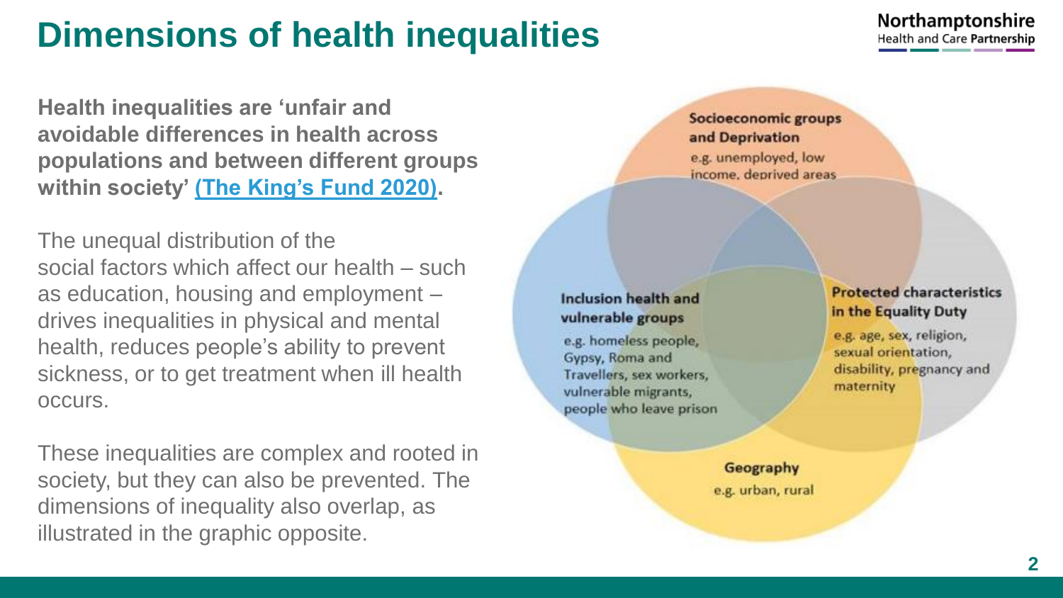# Dimensions of health inequalities

**Health inequalities are 'unfair and avoidable differences in health across populations and between different groups within society' (The King's Fund 2020).**

The unequal distribution of the social factors which affect our health – such as education, housing and employment – drives inequalities in physical and mental health, reduces people's ability to prevent sickness, or to get treatment when ill health occurs.

These inequalities are complex and rooted in society, but they can also be prevented. The dimensions of inequality also overlap, as illustrated in the graphic opposite.

**Socioeconomic groups and Deprivation**
e.g. unemployed, low income, deprived areas

**Inclusion health and vulnerable groups**
e.g. homeless people, Gypsy, Roma and Travellers, sex workers, vulnerable migrants, people who leave prison

**Protected characteristics in the Equality Duty**
e.g. age, sex, religion, sexual orientation, disability, pregnancy and maternity

**Geography**
e.g. urban, rural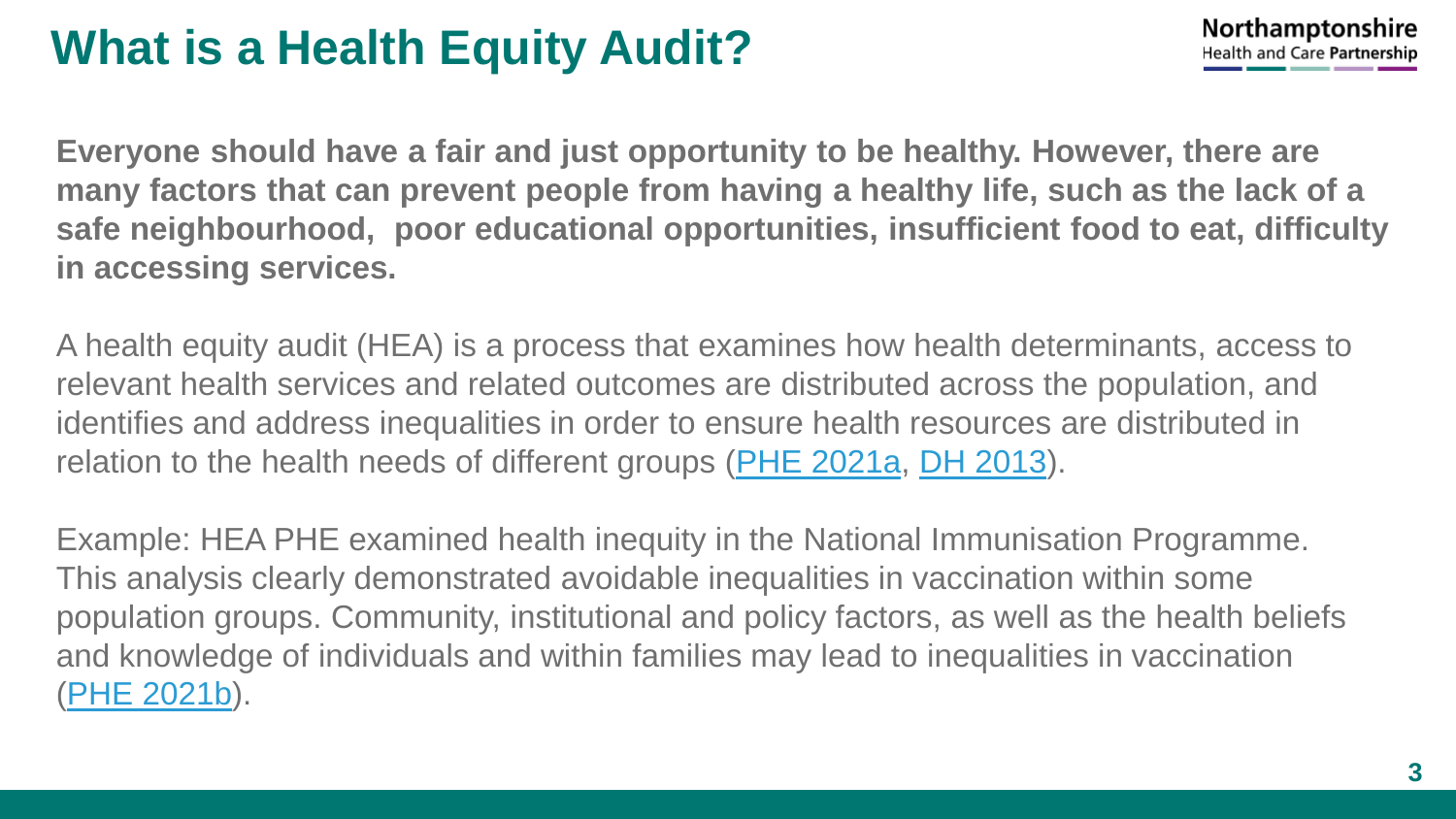# What is a Health Equity Audit?

**Everyone should have a fair and just opportunity to be healthy. However, there are many factors that can prevent people from having a healthy life, such as the lack of a safe neighbourhood, poor educational opportunities, insufficient food to eat, difficulty in accessing services.**

A health equity audit (HEA) is a process that examines how health determinants, access to relevant health services and related outcomes are distributed across the population, and identifies and address inequalities in order to ensure health resources are distributed in relation to the health needs of different groups (PHE 2021a, DH 2013).

Example: HEA PHE examined health inequity in the National Immunisation Programme. This analysis clearly demonstrated avoidable inequalities in vaccination within some population groups. Community, institutional and policy factors, as well as the health beliefs and knowledge of individuals and within families may lead to inequalities in vaccination (PHE 2021b).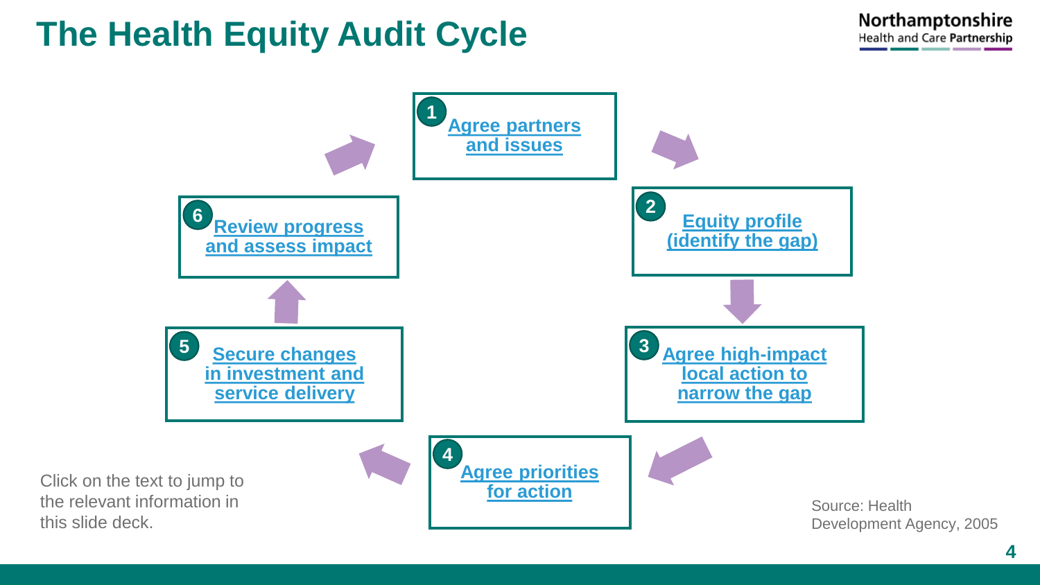# The Health Equity Audit Cycle

1. Agree partners and issues
2. Equity profile (identify the gap)
3. Agree high-impact local action to narrow the gap
4. Agree priorities for action
5. Secure changes in investment and service delivery
6. Review progress and assess impact

Click on the text to jump to the relevant information in this slide deck.

Source: Health Development Agency, 2005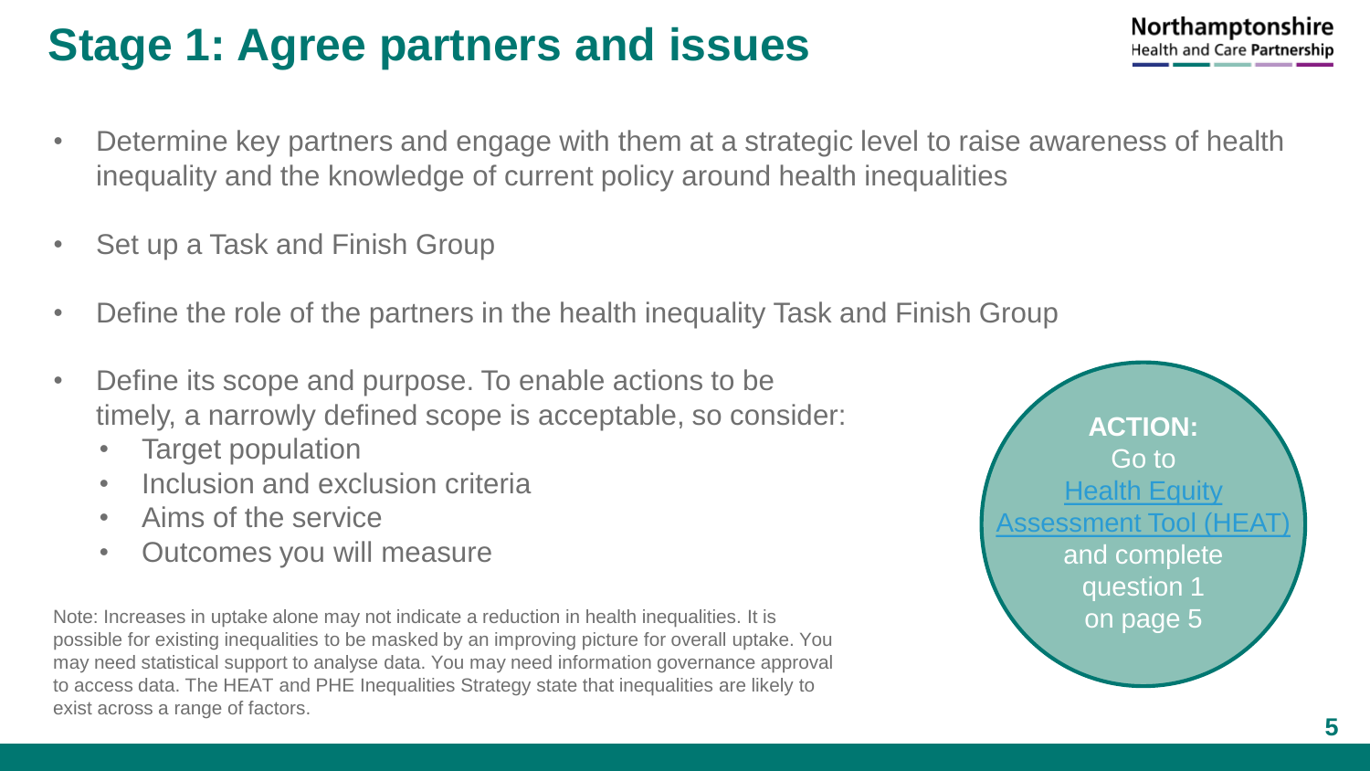# Stage 1: Agree partners and issues

- Determine key partners and engage with them at a strategic level to raise awareness of health inequality and the knowledge of current policy around health inequalities
- Set up a Task and Finish Group
- Define the role of the partners in the health inequality Task and Finish Group
- Define its scope and purpose. To enable actions to be timely, a narrowly defined scope is acceptable, so consider:
  - Target population
  - Inclusion and exclusion criteria
  - Aims of the service
  - Outcomes you will measure

Note: Increases in uptake alone may not indicate a reduction in health inequalities. It is possible for existing inequalities to be masked by an improving picture for overall uptake. You may need statistical support to analyse data. You may need information governance approval to access data. The HEAT and PHE Inequalities Strategy state that inequalities are likely to exist across a range of factors.

**ACTION:**
Go to Health Equity Assessment Tool (HEAT) and complete question 1 on page 5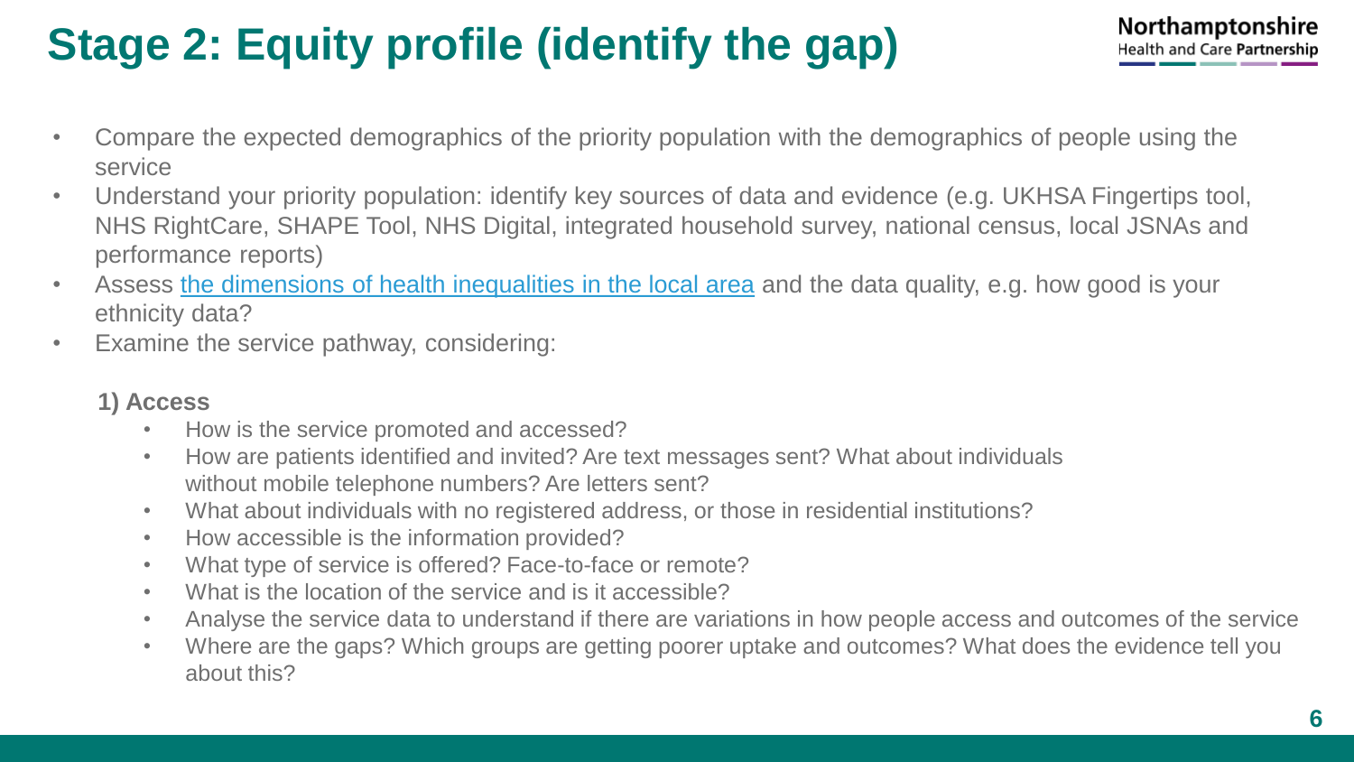# Stage 2: Equity profile (identify the gap)

- Compare the expected demographics of the priority population with the demographics of people using the service
- Understand your priority population: identify key sources of data and evidence (e.g. UKHSA Fingertips tool, NHS RightCare, SHAPE Tool, NHS Digital, integrated household survey, national census, local JSNAs and performance reports)
- Assess the dimensions of health inequalities in the local area and the data quality, e.g. how good is your ethnicity data?
- Examine the service pathway, considering:

**1) Access**

- How is the service promoted and accessed?
- How are patients identified and invited? Are text messages sent? What about individuals without mobile telephone numbers? Are letters sent?
- What about individuals with no registered address, or those in residential institutions?
- How accessible is the information provided?
- What type of service is offered? Face-to-face or remote?
- What is the location of the service and is it accessible?
- Analyse the service data to understand if there are variations in how people access and outcomes of the service
- Where are the gaps? Which groups are getting poorer uptake and outcomes? What does the evidence tell you about this?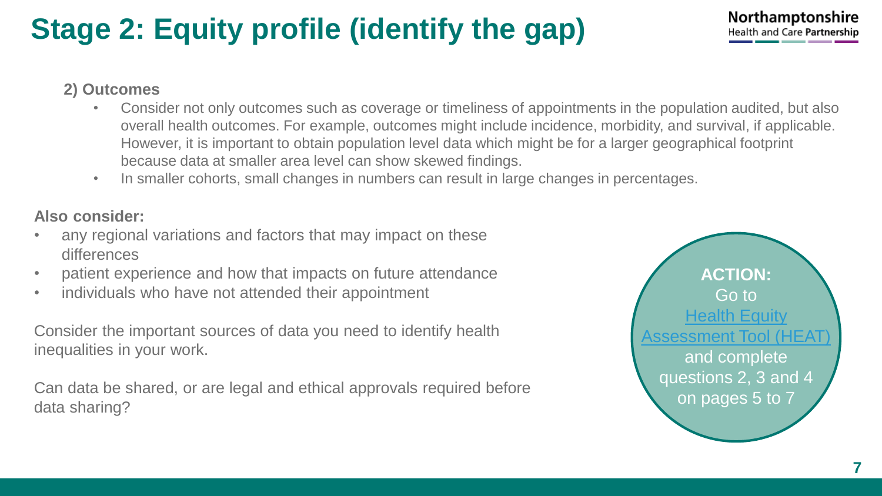# Stage 2: Equity profile (identify the gap)

**2) Outcomes**

- Consider not only outcomes such as coverage or timeliness of appointments in the population audited, but also overall health outcomes. For example, outcomes might include incidence, morbidity, and survival, if applicable. However, it is important to obtain population level data which might be for a larger geographical footprint because data at smaller area level can show skewed findings.
- In smaller cohorts, small changes in numbers can result in large changes in percentages.

**Also consider:**

- any regional variations and factors that may impact on these differences
- patient experience and how that impacts on future attendance
- individuals who have not attended their appointment

Consider the important sources of data you need to identify health inequalities in your work.

Can data be shared, or are legal and ethical approvals required before data sharing?

**ACTION:**
Go to [Health Equity Assessment Tool (HEAT)] and complete questions 2, 3 and 4 on pages 5 to 7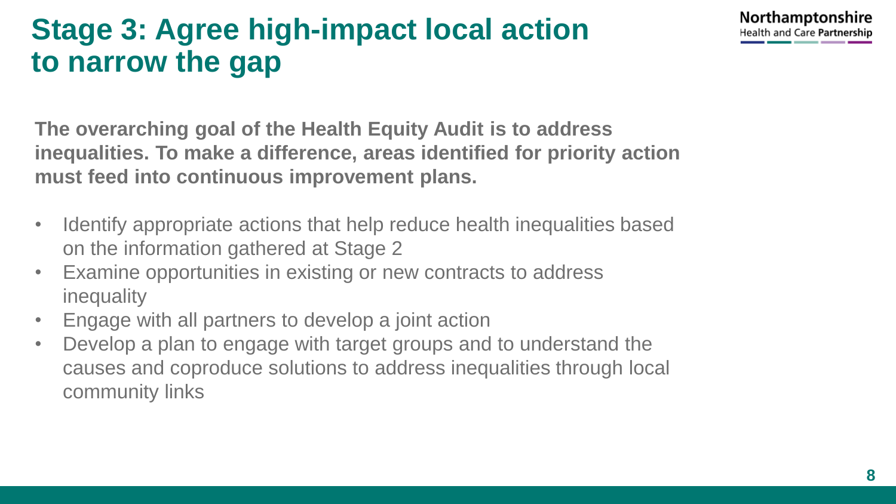# Stage 3: Agree high-impact local action to narrow the gap

**The overarching goal of the Health Equity Audit is to address inequalities. To make a difference, areas identified for priority action must feed into continuous improvement plans.**

- Identify appropriate actions that help reduce health inequalities based on the information gathered at Stage 2
- Examine opportunities in existing or new contracts to address inequality
- Engage with all partners to develop a joint action
- Develop a plan to engage with target groups and to understand the causes and coproduce solutions to address inequalities through local community links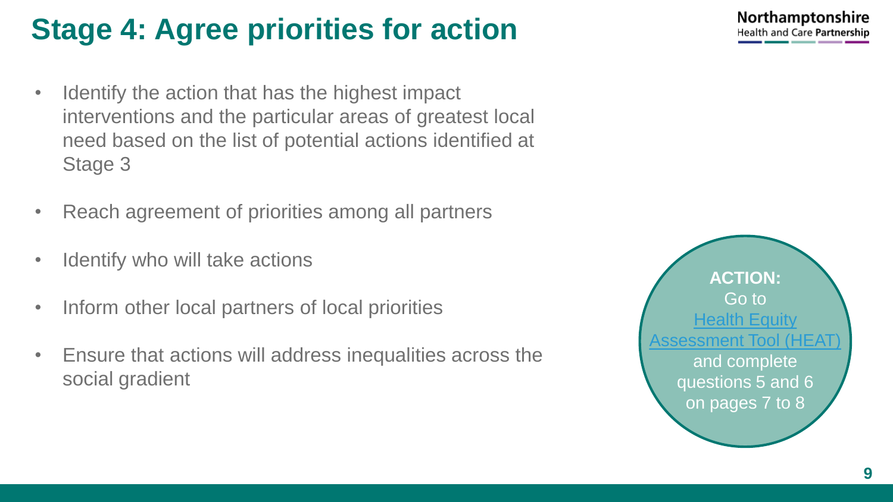# Stage 4: Agree priorities for action

- Identify the action that has the highest impact interventions and the particular areas of greatest local need based on the list of potential actions identified at Stage 3
- Reach agreement of priorities among all partners
- Identify who will take actions
- Inform other local partners of local priorities
- Ensure that actions will address inequalities across the social gradient

**ACTION:** Go to Health Equity Assessment Tool (HEAT) and complete questions 5 and 6 on pages 7 to 8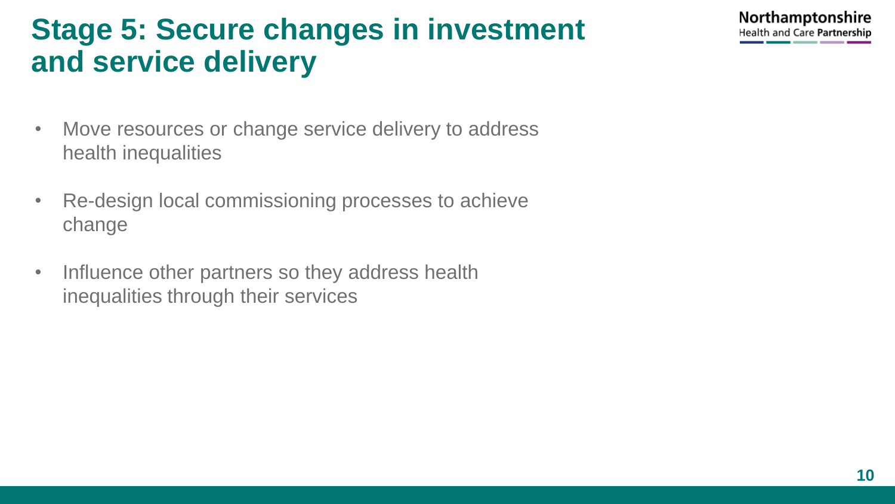# Stage 5: Secure changes in investment and service delivery

- Move resources or change service delivery to address health inequalities
- Re-design local commissioning processes to achieve change
- Influence other partners so they address health inequalities through their services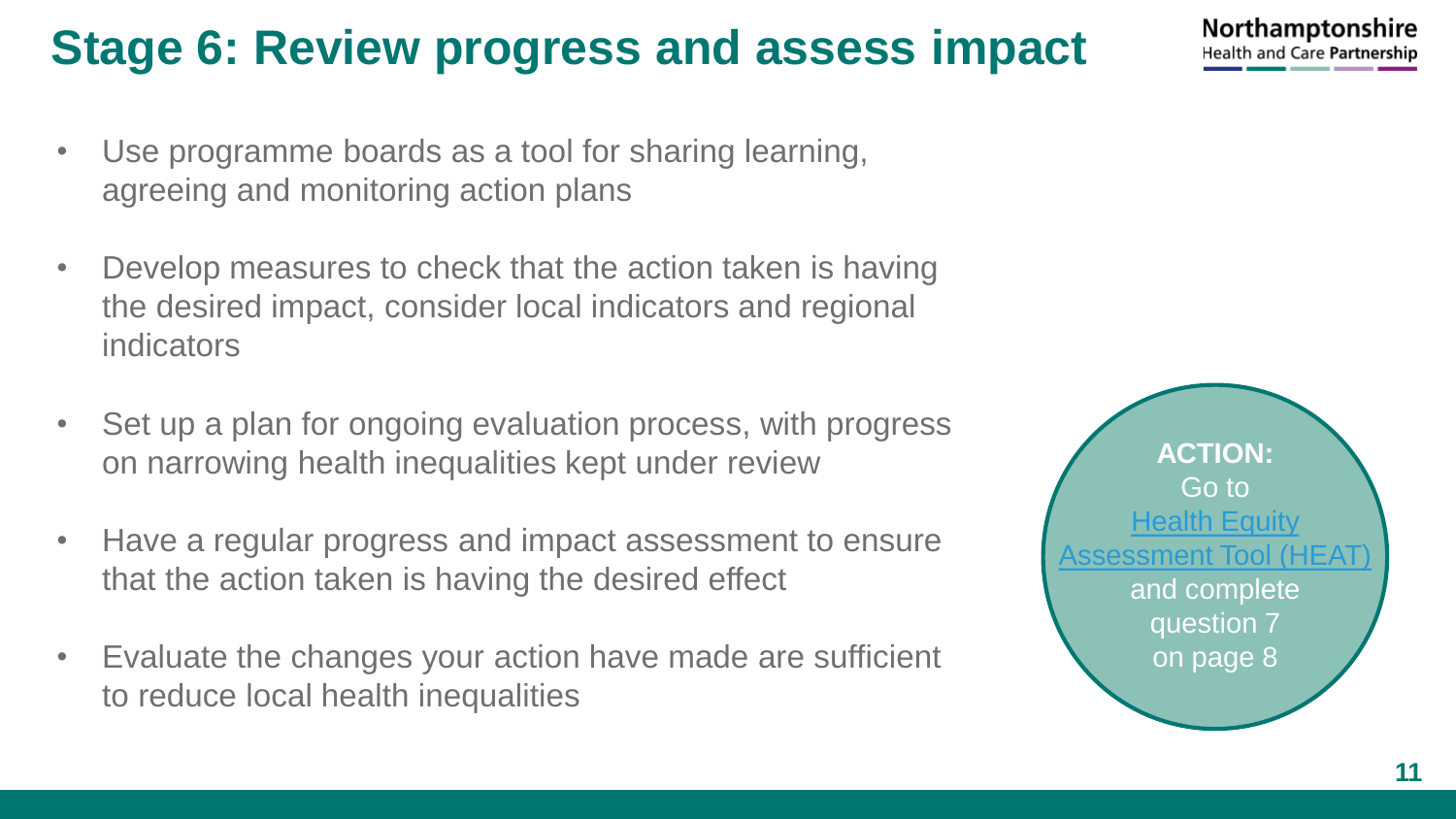# Stage 6: Review progress and assess impact

- Use programme boards as a tool for sharing learning, agreeing and monitoring action plans
- Develop measures to check that the action taken is having the desired impact, consider local indicators and regional indicators
- Set up a plan for ongoing evaluation process, with progress on narrowing health inequalities kept under review
- Have a regular progress and impact assessment to ensure that the action taken is having the desired effect
- Evaluate the changes your action have made are sufficient to reduce local health inequalities

**ACTION:**
Go to Health Equity Assessment Tool (HEAT) and complete question 7 on page 8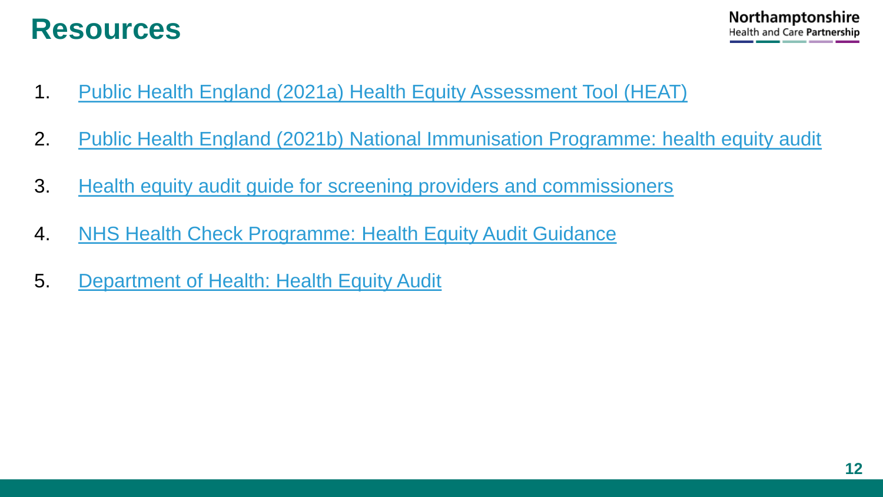# Resources

1. Public Health England (2021a) Health Equity Assessment Tool (HEAT)
2. Public Health England (2021b) National Immunisation Programme: health equity audit
3. Health equity audit guide for screening providers and commissioners
4. NHS Health Check Programme: Health Equity Audit Guidance
5. Department of Health: Health Equity Audit